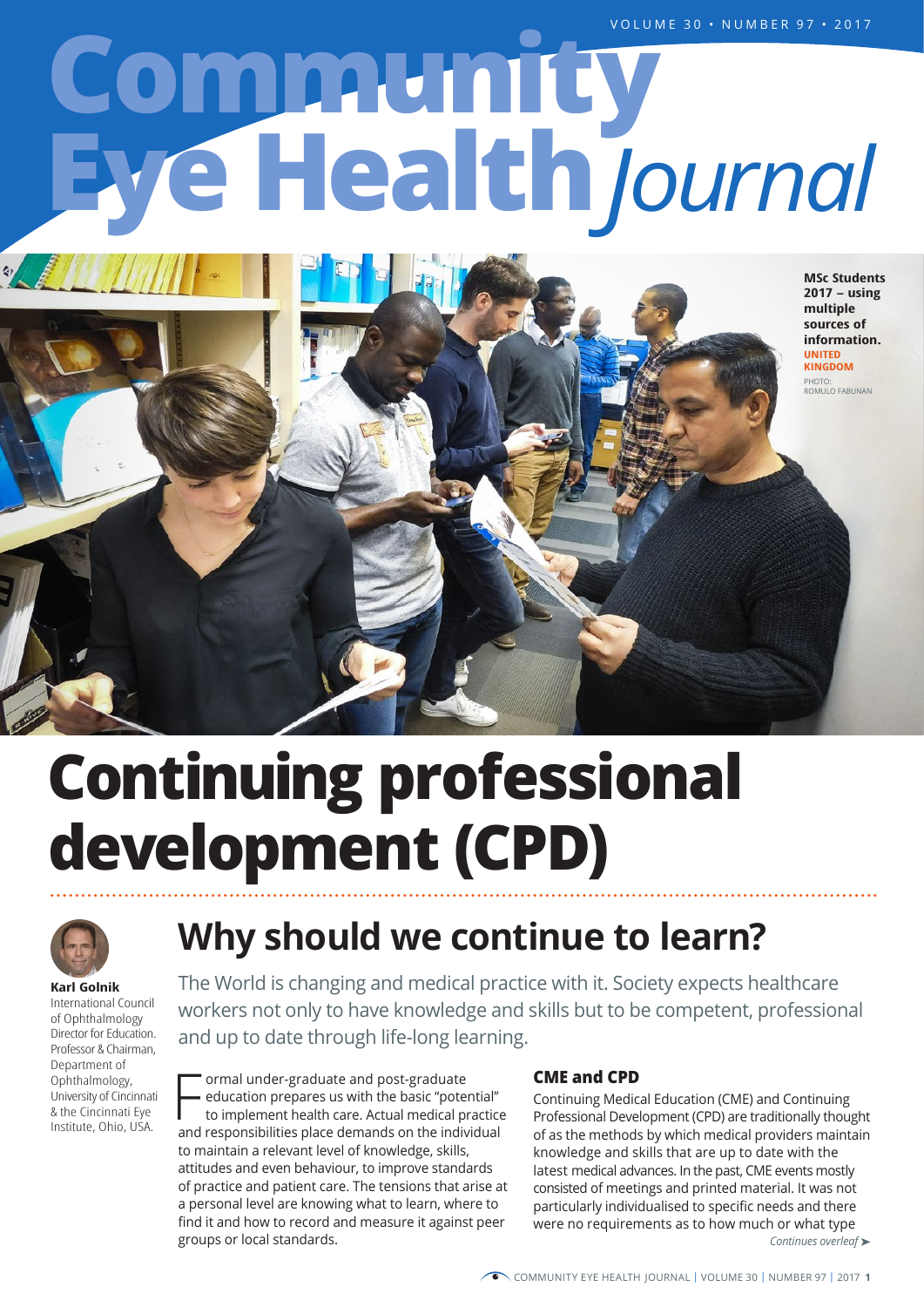# Community Eye Health Journal

MSc Students 2017 – using multiple sources of information. UNITED KINGDOM

PHOTO: ROMULO FABUNAN

# Continuing professional development (CPD)

## Why should we continue to learn?

**Karl Golnik**
International Council of Ophthalmology Director for Education. Professor & Chairman, Department of Ophthalmology, University of Cincinnati & the Cincinnati Eye Institute, Ohio, USA.

The World is changing and medical practice with it. Society expects healthcare workers not only to have knowledge and skills but to be competent, professional and up to date through life-long learning.

Formal under-graduate and post-graduate education prepares us with the basic "potential" to implement health care. Actual medical practice and responsibilities place demands on the individual to maintain a relevant level of knowledge, skills, attitudes and even behaviour, to improve standards of practice and patient care. The tensions that arise at a personal level are knowing what to learn, where to find it and how to record and measure it against peer groups or local standards.

### CME and CPD

Continuing Medical Education (CME) and Continuing Professional Development (CPD) are traditionally thought of as the methods by which medical providers maintain knowledge and skills that are up to date with the latest medical advances. In the past, CME events mostly consisted of meetings and printed material. It was not particularly individualised to specific needs and there were no requirements as to how much or what type

*Continues overleaf ➤*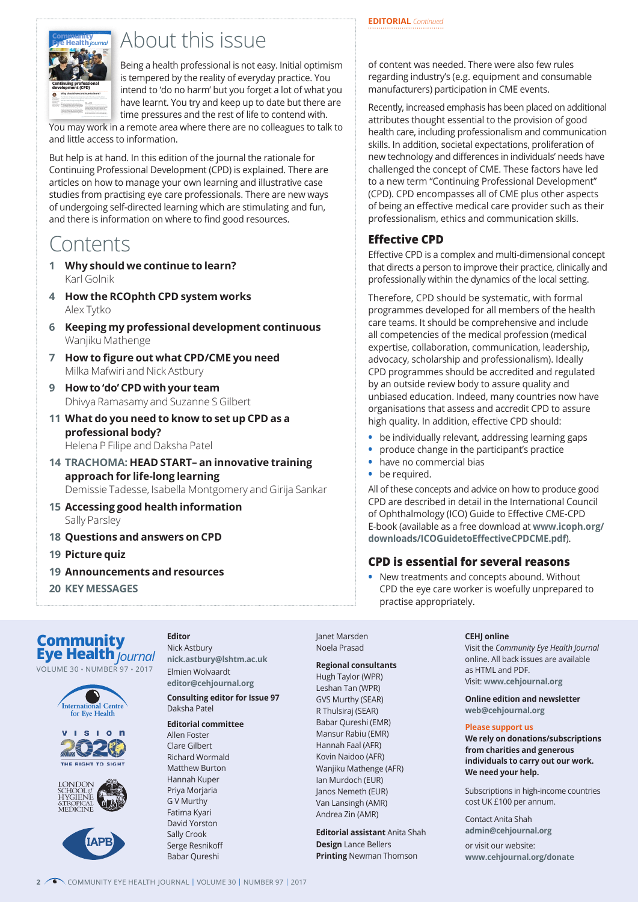# About this issue

Being a health professional is not easy. Initial optimism is tempered by the reality of everyday practice. You intend to 'do no harm' but you forget a lot of what you have learnt. You try and keep up to date but there are time pressures and the rest of life to contend with. You may work in a remote area where there are no colleagues to talk to and little access to information.

But help is at hand. In this edition of the journal the rationale for Continuing Professional Development (CPD) is explained. There are articles on how to manage your own learning and illustrative case studies from practising eye care professionals. There are new ways of undergoing self-directed learning which are stimulating and fun, and there is information on where to find good resources.

# Contents

**1 Why should we continue to learn?**
Karl Golnik

**4 How the RCOphth CPD system works**
Alex Tytko

**6 Keeping my professional development continuous**
Wanjiku Mathenge

**7 How to figure out what CPD/CME you need**
Milka Mafwiri and Nick Astbury

**9 How to 'do' CPD with your team**
Dhivya Ramasamy and Suzanne S Gilbert

**11 What do you need to know to set up CPD as a professional body?**
Helena P Filipe and Daksha Patel

**14 TRACHOMA: HEAD START– an innovative training approach for life-long learning**
Demissie Tadesse, Isabella Montgomery and Girija Sankar

**15 Accessing good health information**
Sally Parsley

**18 Questions and answers on CPD**

**19 Picture quiz**

**19 Announcements and resources**

**20 KEY MESSAGES**

**EDITORIAL** *Continued*

of content was needed. There were also few rules regarding industry's (e.g. equipment and consumable manufacturers) participation in CME events.

Recently, increased emphasis has been placed on additional attributes thought essential to the provision of good health care, including professionalism and communication skills. In addition, societal expectations, proliferation of new technology and differences in individuals' needs have challenged the concept of CME. These factors have led to a new term "Continuing Professional Development" (CPD). CPD encompasses all of CME plus other aspects of being an effective medical care provider such as their professionalism, ethics and communication skills.

## Effective CPD

Effective CPD is a complex and multi-dimensional concept that directs a person to improve their practice, clinically and professionally within the dynamics of the local setting.

Therefore, CPD should be systematic, with formal programmes developed for all members of the health care teams. It should be comprehensive and include all competencies of the medical profession (medical expertise, collaboration, communication, leadership, advocacy, scholarship and professionalism). Ideally CPD programmes should be accredited and regulated by an outside review body to assure quality and unbiased education. Indeed, many countries now have organisations that assess and accredit CPD to assure high quality. In addition, effective CPD should:

- be individually relevant, addressing learning gaps
- produce change in the participant's practice
- have no commercial bias
- be required.

All of these concepts and advice on how to produce good CPD are described in detail in the International Council of Ophthalmology (ICO) Guide to Effective CME-CPD E-book (available as a free download at **www.icoph.org/downloads/ICOGuidetoEffectiveCPDCME.pdf**).

## CPD is essential for several reasons

- New treatments and concepts abound. Without CPD the eye care worker is woefully unprepared to practise appropriately.

---

**Community Eye Health** *Journal*
VOLUME 30 • NUMBER 97 • 2017

**Editor**
Nick Astbury
**nick.astbury@lshtm.ac.uk**
Elmien Wolvaardt
**editor@cehjournal.org**

**Consulting editor for Issue 97**
Daksha Patel

**Editorial committee**
Allen Foster
Clare Gilbert
Richard Wormald
Matthew Burton
Hannah Kuper
Priya Morjaria
G V Murthy
Fatima Kyari
David Yorston
Sally Crook
Serge Resnikoff
Babar Qureshi
Janet Marsden
Noela Prasad

**Regional consultants**
Hugh Taylor (WPR)
Leshan Tan (WPR)
GVS Murthy (SEAR)
R Thulsiraj (SEAR)
Babar Qureshi (EMR)
Mansur Rabiu (EMR)
Hannah Faal (AFR)
Kovin Naidoo (AFR)
Wanjiku Mathenge (AFR)
Ian Murdoch (EUR)
Janos Nemeth (EUR)
Van Lansingh (AMR)
Andrea Zin (AMR)

**Editorial assistant** Anita Shah
**Design** Lance Bellers
**Printing** Newman Thomson

**CEHJ online**
Visit the *Community Eye Health Journal* online. All back issues are available as HTML and PDF.
Visit: **www.cehjournal.org**

**Online edition and newsletter**
**web@cehjournal.org**

**Please support us**
**We rely on donations/subscriptions from charities and generous individuals to carry out our work. We need your help.**

Subscriptions in high-income countries cost UK £100 per annum.

Contact Anita Shah
**admin@cehjournal.org**

or visit our website:
**www.cehjournal.org/donate**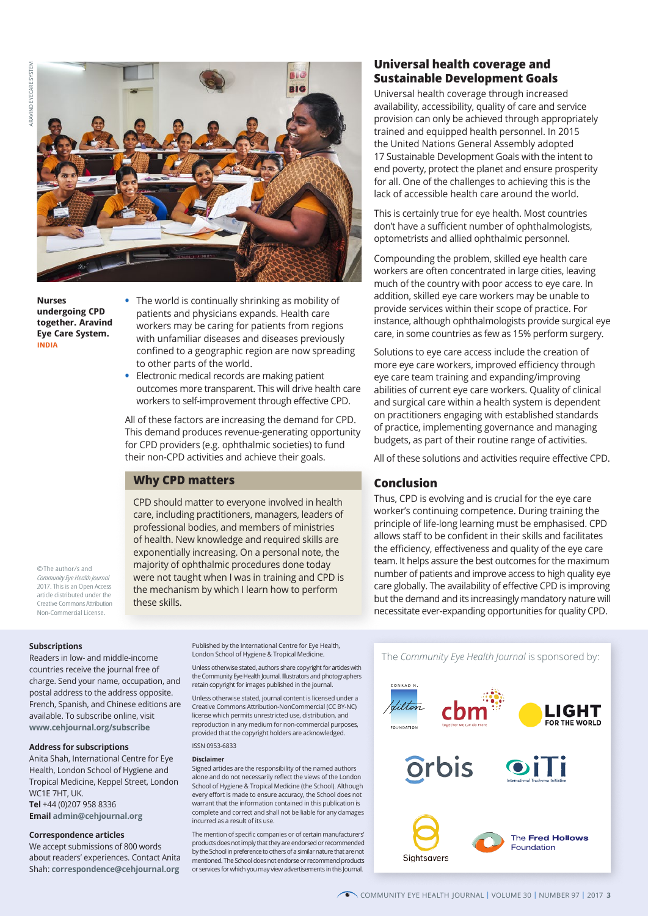ARAVIND EYECARE SYSTEM

**Nurses undergoing CPD together. Aravind Eye Care System.** INDIA

- The world is continually shrinking as mobility of patients and physicians expands. Health care workers may be caring for patients from regions with unfamiliar diseases and diseases previously confined to a geographic region are now spreading to other parts of the world.
- Electronic medical records are making patient outcomes more transparent. This will drive health care workers to self-improvement through effective CPD.

All of these factors are increasing the demand for CPD. This demand produces revenue-generating opportunity for CPD providers (e.g. ophthalmic societies) to fund their non-CPD activities and achieve their goals.

## Why CPD matters

CPD should matter to everyone involved in health care, including practitioners, managers, leaders of professional bodies, and members of ministries of health. New knowledge and required skills are exponentially increasing. On a personal note, the majority of ophthalmic procedures done today were not taught when I was in training and CPD is the mechanism by which I learn how to perform these skills.

## Universal health coverage and Sustainable Development Goals

Universal health coverage through increased availability, accessibility, quality of care and service provision can only be achieved through appropriately trained and equipped health personnel. In 2015 the United Nations General Assembly adopted 17 Sustainable Development Goals with the intent to end poverty, protect the planet and ensure prosperity for all. One of the challenges to achieving this is the lack of accessible health care around the world.

This is certainly true for eye health. Most countries don't have a sufficient number of ophthalmologists, optometrists and allied ophthalmic personnel.

Compounding the problem, skilled eye health care workers are often concentrated in large cities, leaving much of the country with poor access to eye care. In addition, skilled eye care workers may be unable to provide services within their scope of practice. For instance, although ophthalmologists provide surgical eye care, in some countries as few as 15% perform surgery.

Solutions to eye care access include the creation of more eye care workers, improved efficiency through eye care team training and expanding/improving abilities of current eye care workers. Quality of clinical and surgical care within a health system is dependent on practitioners engaging with established standards of practice, implementing governance and managing budgets, as part of their routine range of activities.

All of these solutions and activities require effective CPD.

## Conclusion

Thus, CPD is evolving and is crucial for the eye care worker's continuing competence. During training the principle of life-long learning must be emphasised. CPD allows staff to be confident in their skills and facilitates the efficiency, effectiveness and quality of the eye care team. It helps assure the best outcomes for the maximum number of patients and improve access to high quality eye care globally. The availability of effective CPD is improving but the demand and its increasingly mandatory nature will necessitate ever-expanding opportunities for quality CPD.

© The author/s and *Community Eye Health Journal* 2017. This is an Open Access article distributed under the Creative Commons Attribution Non-Commercial License.

---

**Subscriptions**

Readers in low- and middle-income countries receive the journal free of charge. Send your name, occupation, and postal address to the address opposite. French, Spanish, and Chinese editions are available. To subscribe online, visit **www.cehjournal.org/subscribe**

**Address for subscriptions**

Anita Shah, International Centre for Eye Health, London School of Hygiene and Tropical Medicine, Keppel Street, London WC1E 7HT, UK.
**Tel** +44 (0)207 958 8336
**Email** **admin@cehjournal.org**

**Correspondence articles**

We accept submissions of 800 words about readers' experiences. Contact Anita Shah: **correspondence@cehjournal.org**

Published by the International Centre for Eye Health, London School of Hygiene & Tropical Medicine.

Unless otherwise stated, authors share copyright for articles with the Community Eye Health Journal. Illustrators and photographers retain copyright for images published in the journal.

Unless otherwise stated, journal content is licensed under a Creative Commons Attribution-NonCommercial (CC BY-NC) license which permits unrestricted use, distribution, and reproduction in any medium for non-commercial purposes, provided that the copyright holders are acknowledged.

ISSN 0953-6833

**Disclaimer**

Signed articles are the responsibility of the named authors alone and do not necessarily reflect the views of the London School of Hygiene & Tropical Medicine (the School). Although every effort is made to ensure accuracy, the School does not warrant that the information contained in this publication is complete and correct and shall not be liable for any damages incurred as a result of its use.

The mention of specific companies or of certain manufacturers' products does not imply that they are endorsed or recommended by the School in preference to others of a similar nature that are not mentioned. The School does not endorse or recommend products or services for which you may view advertisements in this Journal.

The *Community Eye Health Journal* is sponsored by:

Conrad N. Hilton Foundation
cbm
Light for the World
Orbis
iTi International Trachoma Initiative
Sightsavers
The Fred Hollows Foundation